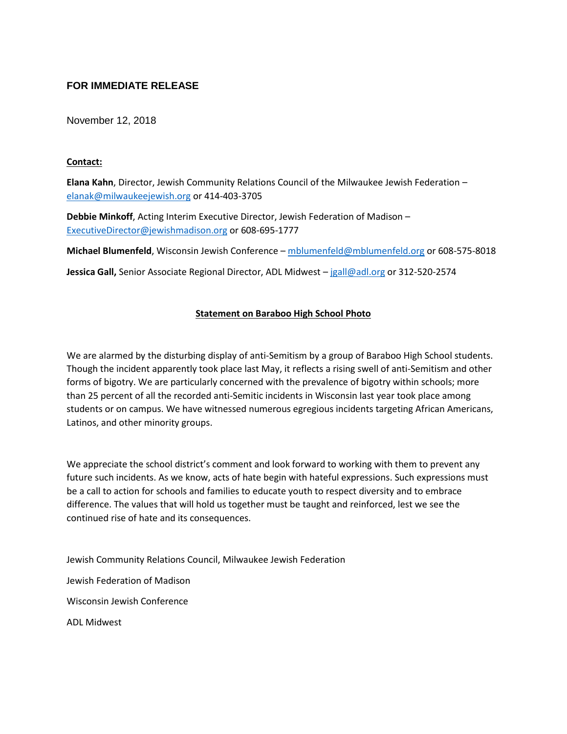## FOR IMMEDIATE RELEASE

November 12, 2018

**Contact:**

**Elana Kahn**, Director, Jewish Community Relations Council of the Milwaukee Jewish Federation – elanak@milwaukeejewish.org or 414-403-3705

**Debbie Minkoff**, Acting Interim Executive Director, Jewish Federation of Madison – ExecutiveDirector@jewishmadison.org or 608-695-1777

**Michael Blumenfeld**, Wisconsin Jewish Conference – mblumenfeld@mblumenfeld.org or 608-575-8018

**Jessica Gall,** Senior Associate Regional Director, ADL Midwest – jgall@adl.org or 312-520-2574

### Statement on Baraboo High School Photo

We are alarmed by the disturbing display of anti-Semitism by a group of Baraboo High School students. Though the incident apparently took place last May, it reflects a rising swell of anti-Semitism and other forms of bigotry. We are particularly concerned with the prevalence of bigotry within schools; more than 25 percent of all the recorded anti-Semitic incidents in Wisconsin last year took place among students or on campus. We have witnessed numerous egregious incidents targeting African Americans, Latinos, and other minority groups.

We appreciate the school district's comment and look forward to working with them to prevent any future such incidents. As we know, acts of hate begin with hateful expressions. Such expressions must be a call to action for schools and families to educate youth to respect diversity and to embrace difference. The values that will hold us together must be taught and reinforced, lest we see the continued rise of hate and its consequences.

Jewish Community Relations Council, Milwaukee Jewish Federation

Jewish Federation of Madison

Wisconsin Jewish Conference

ADL Midwest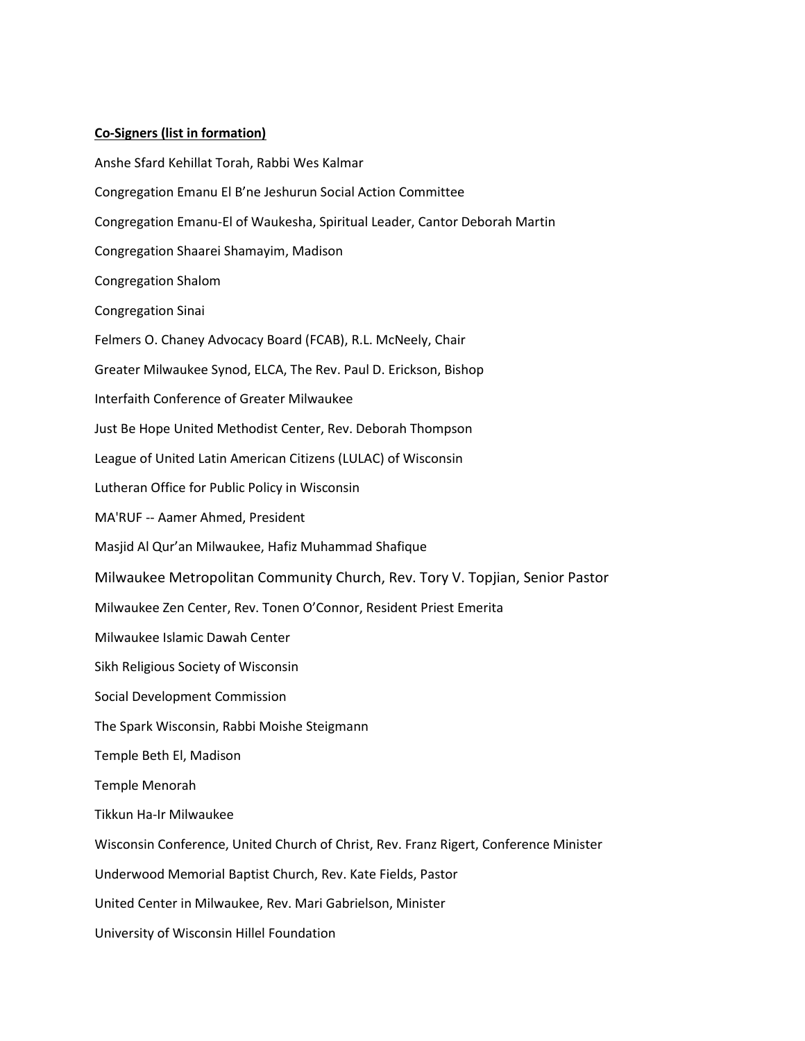**Co-Signers (list in formation)**

Anshe Sfard Kehillat Torah, Rabbi Wes Kalmar

Congregation Emanu El B'ne Jeshurun Social Action Committee

Congregation Emanu-El of Waukesha, Spiritual Leader, Cantor Deborah Martin

Congregation Shaarei Shamayim, Madison

Congregation Shalom

Congregation Sinai

Felmers O. Chaney Advocacy Board (FCAB), R.L. McNeely, Chair

Greater Milwaukee Synod, ELCA, The Rev. Paul D. Erickson, Bishop

Interfaith Conference of Greater Milwaukee

Just Be Hope United Methodist Center, Rev. Deborah Thompson

League of United Latin American Citizens (LULAC) of Wisconsin

Lutheran Office for Public Policy in Wisconsin

MA'RUF -- Aamer Ahmed, President

Masjid Al Qur'an Milwaukee, Hafiz Muhammad Shafique

Milwaukee Metropolitan Community Church, Rev. Tory V. Topjian, Senior Pastor

Milwaukee Zen Center, Rev. Tonen O'Connor, Resident Priest Emerita

Milwaukee Islamic Dawah Center

Sikh Religious Society of Wisconsin

Social Development Commission

The Spark Wisconsin, Rabbi Moishe Steigmann

Temple Beth El, Madison

Temple Menorah

Tikkun Ha-Ir Milwaukee

Wisconsin Conference, United Church of Christ, Rev. Franz Rigert, Conference Minister

Underwood Memorial Baptist Church, Rev. Kate Fields, Pastor

United Center in Milwaukee, Rev. Mari Gabrielson, Minister

University of Wisconsin Hillel Foundation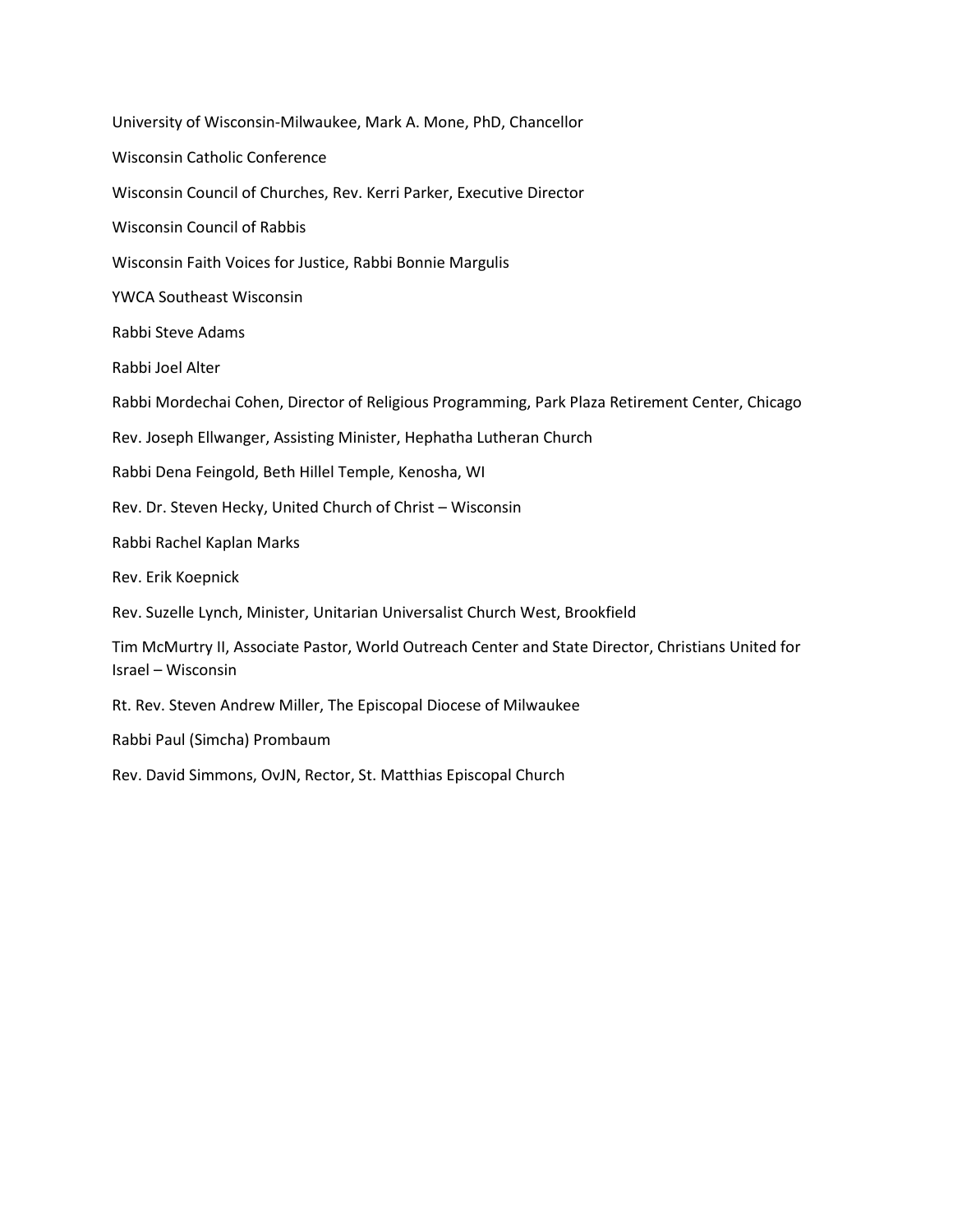University of Wisconsin-Milwaukee, Mark A. Mone, PhD, Chancellor

Wisconsin Catholic Conference

Wisconsin Council of Churches, Rev. Kerri Parker, Executive Director

Wisconsin Council of Rabbis

Wisconsin Faith Voices for Justice, Rabbi Bonnie Margulis

YWCA Southeast Wisconsin

Rabbi Steve Adams

Rabbi Joel Alter

Rabbi Mordechai Cohen, Director of Religious Programming, Park Plaza Retirement Center, Chicago

Rev. Joseph Ellwanger, Assisting Minister, Hephatha Lutheran Church

Rabbi Dena Feingold, Beth Hillel Temple, Kenosha, WI

Rev. Dr. Steven Hecky, United Church of Christ – Wisconsin

Rabbi Rachel Kaplan Marks

Rev. Erik Koepnick

Rev. Suzelle Lynch, Minister, Unitarian Universalist Church West, Brookfield

Tim McMurtry II, Associate Pastor, World Outreach Center and State Director, Christians United for Israel – Wisconsin

Rt. Rev. Steven Andrew Miller, The Episcopal Diocese of Milwaukee

Rabbi Paul (Simcha) Prombaum

Rev. David Simmons, OvJN, Rector, St. Matthias Episcopal Church